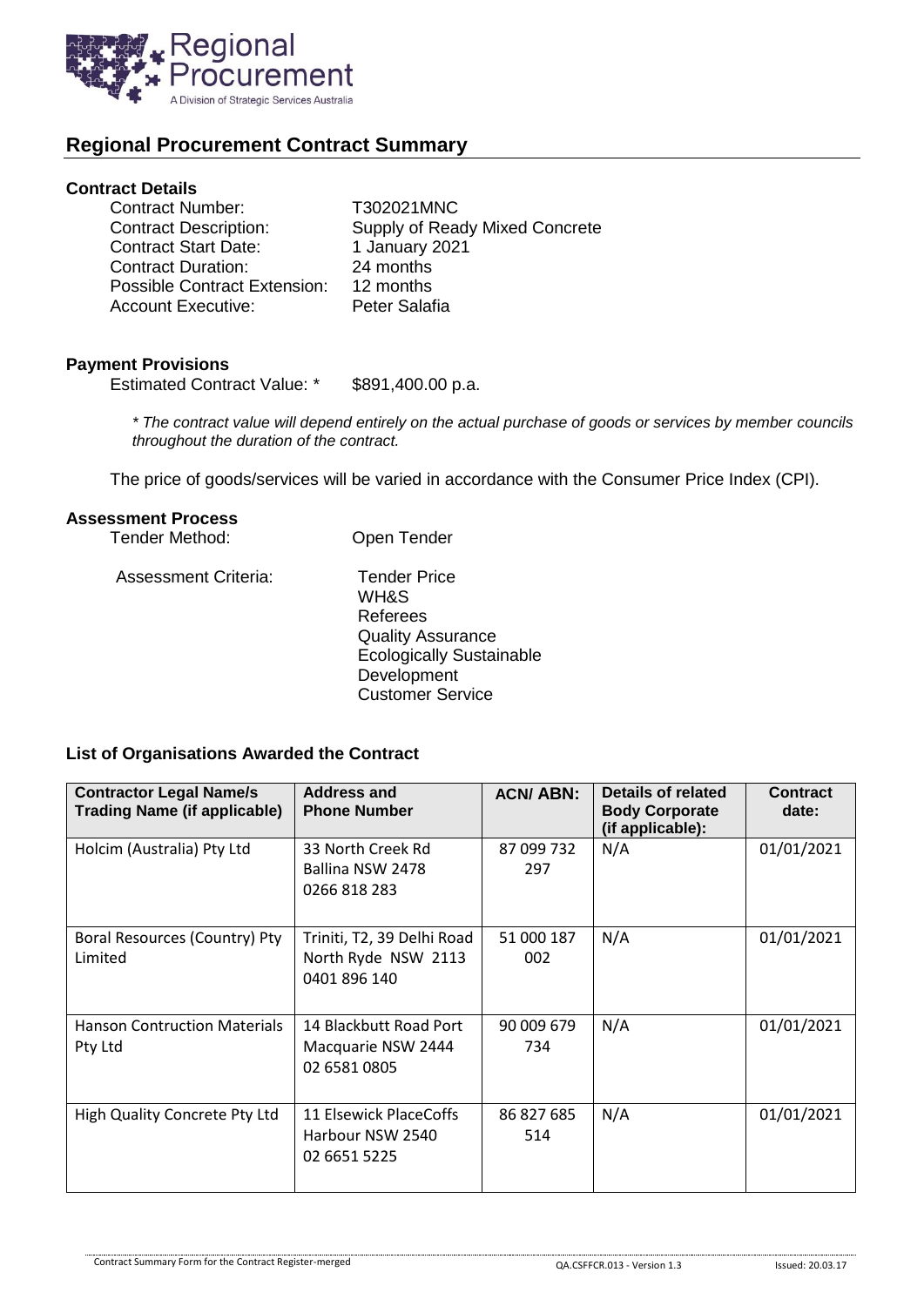Regional Procurement

A Division of Strategic Services Australia

## Regional Procurement Contract Summary

### Contract Details

Contract Number: T302021MNC
Contract Description: Supply of Ready Mixed Concrete
Contract Start Date: 1 January 2021
Contract Duration: 24 months
Possible Contract Extension: 12 months
Account Executive: Peter Salafia

### Payment Provisions

Estimated Contract Value: * $891,400.00 p.a.

*\* The contract value will depend entirely on the actual purchase of goods or services by member councils throughout the duration of the contract.*

The price of goods/services will be varied in accordance with the Consumer Price Index (CPI).

### Assessment Process

Tender Method: Open Tender

Assessment Criteria:
- Tender Price
- WH&S
- Referees
- Quality Assurance
- Ecologically Sustainable Development
- Customer Service

### List of Organisations Awarded the Contract

| Contractor Legal Name/s Trading Name (if applicable) | Address and Phone Number | ACN/ ABN: | Details of related Body Corporate (if applicable): | Contract date: |
|---|---|---|---|---|
| Holcim (Australia) Pty Ltd | 33 North Creek Rd Ballina NSW 2478 0266 818 283 | 87 099 732 297 | N/A | 01/01/2021 |
| Boral Resources (Country) Pty Limited | Triniti, T2, 39 Delhi Road North Ryde NSW 2113 0401 896 140 | 51 000 187 002 | N/A | 01/01/2021 |
| Hanson Contruction Materials Pty Ltd | 14 Blackbutt Road Port Macquarie NSW 2444 02 6581 0805 | 90 009 679 734 | N/A | 01/01/2021 |
| High Quality Concrete Pty Ltd | 11 Elsewick PlaceCoffs Harbour NSW 2540 02 6651 5225 | 86 827 685 514 | N/A | 01/01/2021 |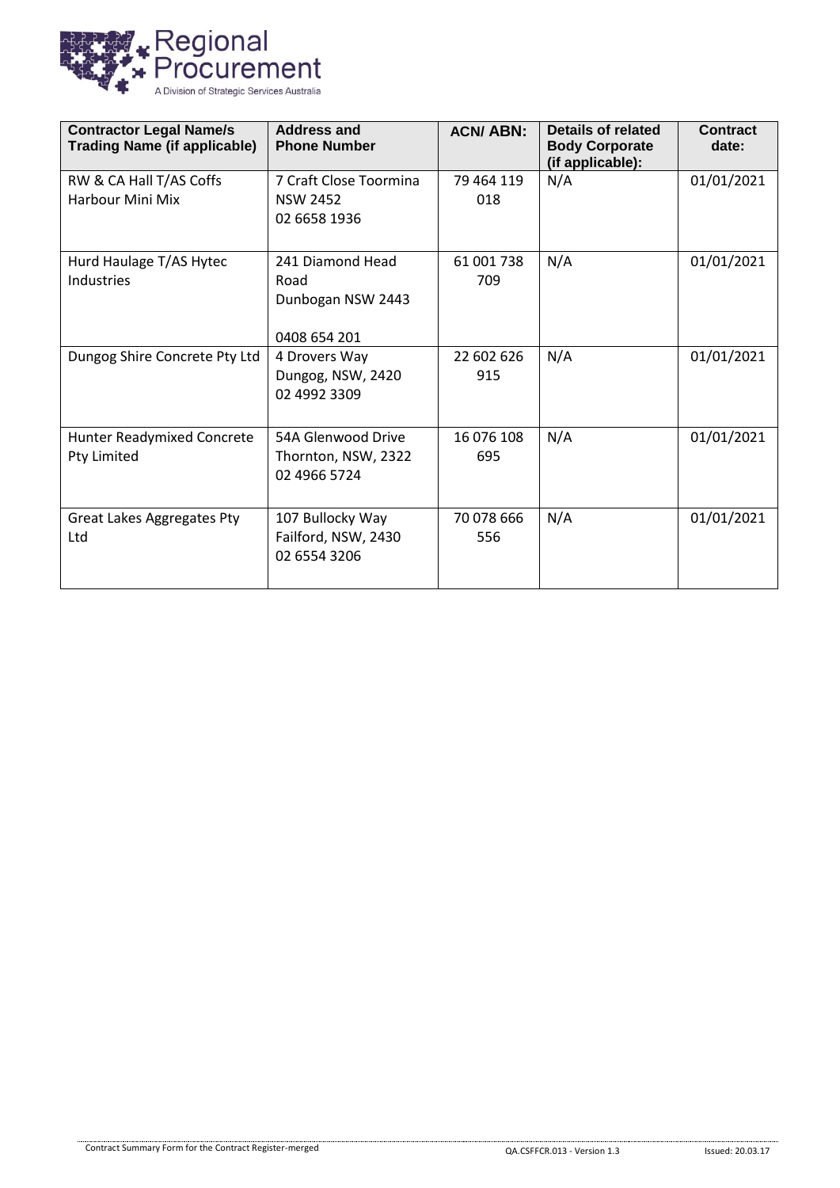| Contractor Legal Name/s Trading Name (if applicable) | Address and Phone Number | ACN/ ABN: | Details of related Body Corporate (if applicable): | Contract date: |
|---|---|---|---|---|
| RW & CA Hall T/AS Coffs Harbour Mini Mix | 7 Craft Close Toormina NSW 2452 02 6658 1936 | 79 464 119 018 | N/A | 01/01/2021 |
| Hurd Haulage T/AS Hytec Industries | 241 Diamond Head Road Dunbogan NSW 2443 0408 654 201 | 61 001 738 709 | N/A | 01/01/2021 |
| Dungog Shire Concrete Pty Ltd | 4 Drovers Way Dungog, NSW, 2420 02 4992 3309 | 22 602 626 915 | N/A | 01/01/2021 |
| Hunter Readymixed Concrete Pty Limited | 54A Glenwood Drive Thornton, NSW, 2322 02 4966 5724 | 16 076 108 695 | N/A | 01/01/2021 |
| Great Lakes Aggregates Pty Ltd | 107 Bullocky Way Failford, NSW, 2430 02 6554 3206 | 70 078 666 556 | N/A | 01/01/2021 |